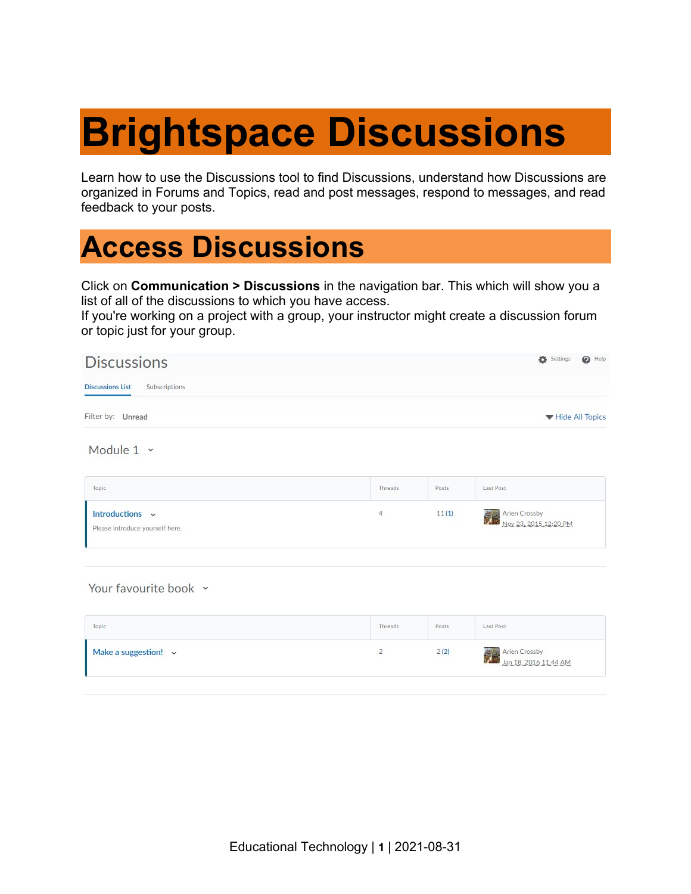# Brightspace Discussions

Learn how to use the Discussions tool to find Discussions, understand how Discussions are organized in Forums and Topics, read and post messages, respond to messages, and read feedback to your posts.

## Access Discussions

Click on **Communication > Discussions** in the navigation bar. This which will show you a list of all of the discussions to which you have access.
If you're working on a project with a group, your instructor might create a discussion forum or topic just for your group.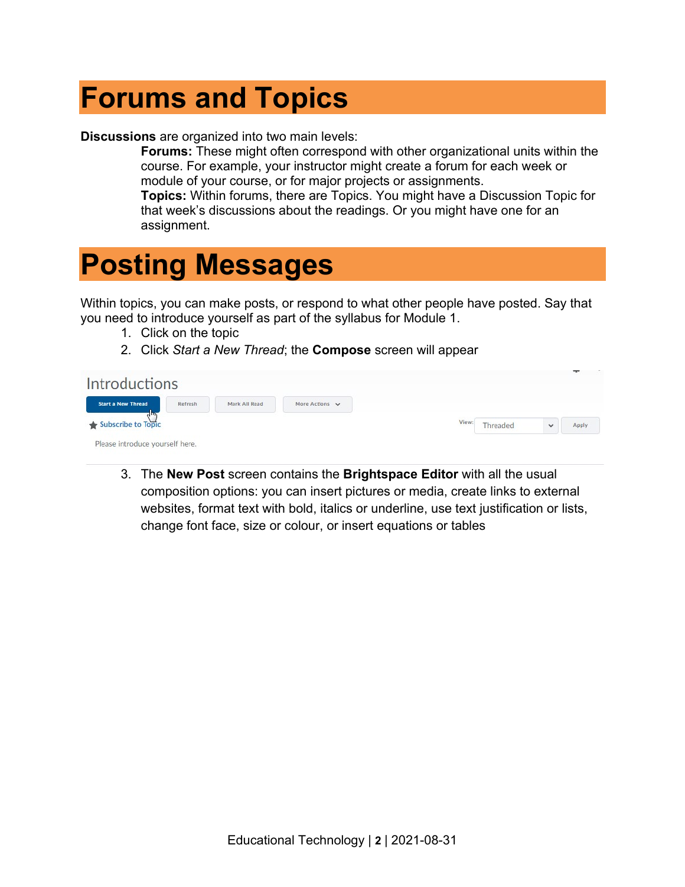# Forums and Topics

**Discussions** are organized into two main levels:

**Forums:** These might often correspond with other organizational units within the course. For example, your instructor might create a forum for each week or module of your course, or for major projects or assignments.

**Topics:** Within forums, there are Topics. You might have a Discussion Topic for that week's discussions about the readings. Or you might have one for an assignment.

# Posting Messages

Within topics, you can make posts, or respond to what other people have posted. Say that you need to introduce yourself as part of the syllabus for Module 1.

1. Click on the topic
2. Click *Start a New Thread*; the **Compose** screen will appear
3. The **New Post** screen contains the **Brightspace Editor** with all the usual composition options: you can insert pictures or media, create links to external websites, format text with bold, italics or underline, use text justification or lists, change font face, size or colour, or insert equations or tables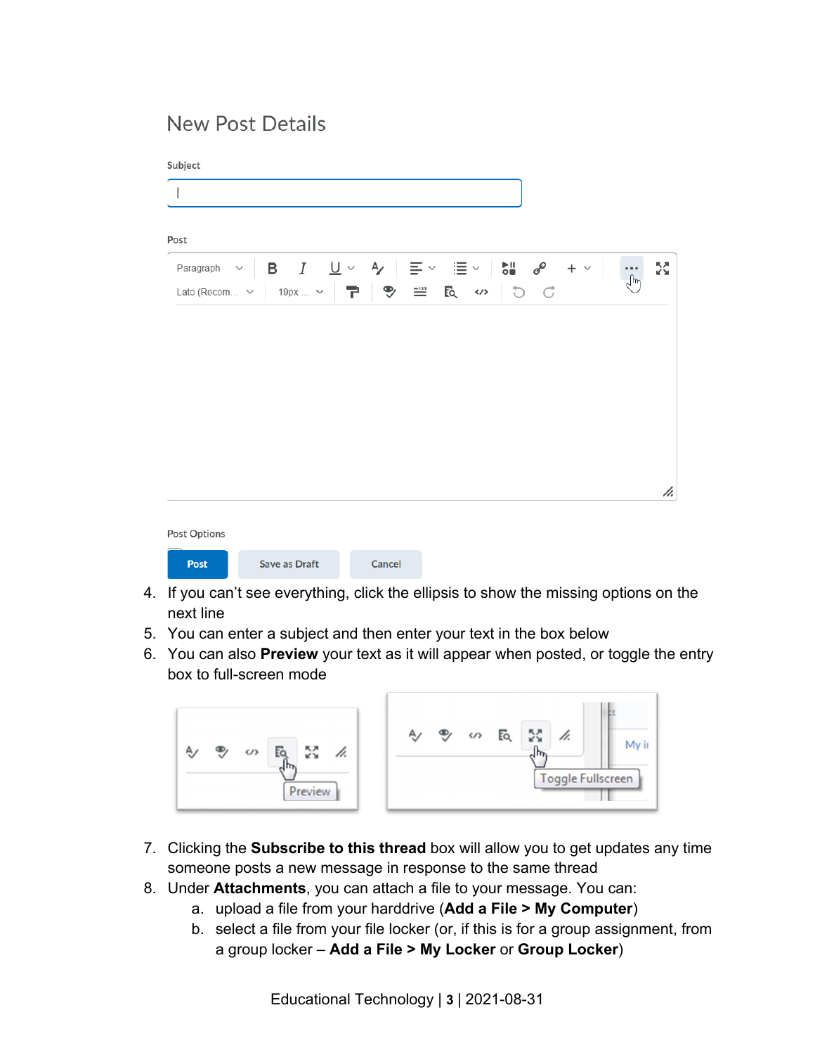4. If you can't see everything, click the ellipsis to show the missing options on the next line
5. You can enter a subject and then enter your text in the box below
6. You can also **Preview** your text as it will appear when posted, or toggle the entry box to full-screen mode

7. Clicking the **Subscribe to this thread** box will allow you to get updates any time someone posts a new message in response to the same thread
8. Under **Attachments**, you can attach a file to your message. You can:
    a. upload a file from your harddrive (**Add a File > My Computer**)
    b. select a file from your file locker (or, if this is for a group assignment, from a group locker – **Add a File > My Locker** or **Group Locker**)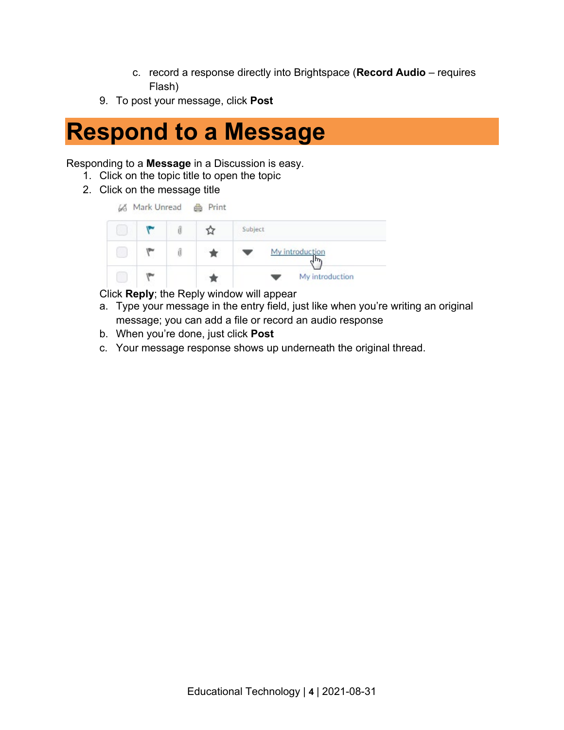c. record a response directly into Brightspace (**Record Audio** – requires Flash)

9. To post your message, click **Post**

# Respond to a Message

Responding to a **Message** in a Discussion is easy.

1. Click on the topic title to open the topic
2. Click on the message title

Click **Reply**; the Reply window will appear

   a. Type your message in the entry field, just like when you're writing an original message; you can add a file or record an audio response
   b. When you're done, just click **Post**
   c. Your message response shows up underneath the original thread.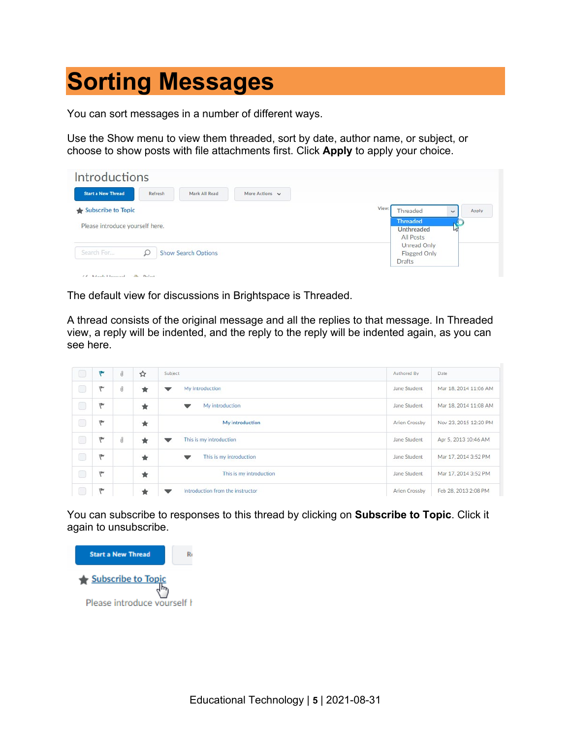# Sorting Messages

You can sort messages in a number of different ways.

Use the Show menu to view them threaded, sort by date, author name, or subject, or choose to show posts with file attachments first. Click **Apply** to apply your choice.

The default view for discussions in Brightspace is Threaded.

A thread consists of the original message and all the replies to that message. In Threaded view, a reply will be indented, and the reply to the reply will be indented again, as you can see here.

You can subscribe to responses to this thread by clicking on **Subscribe to Topic**. Click it again to unsubscribe.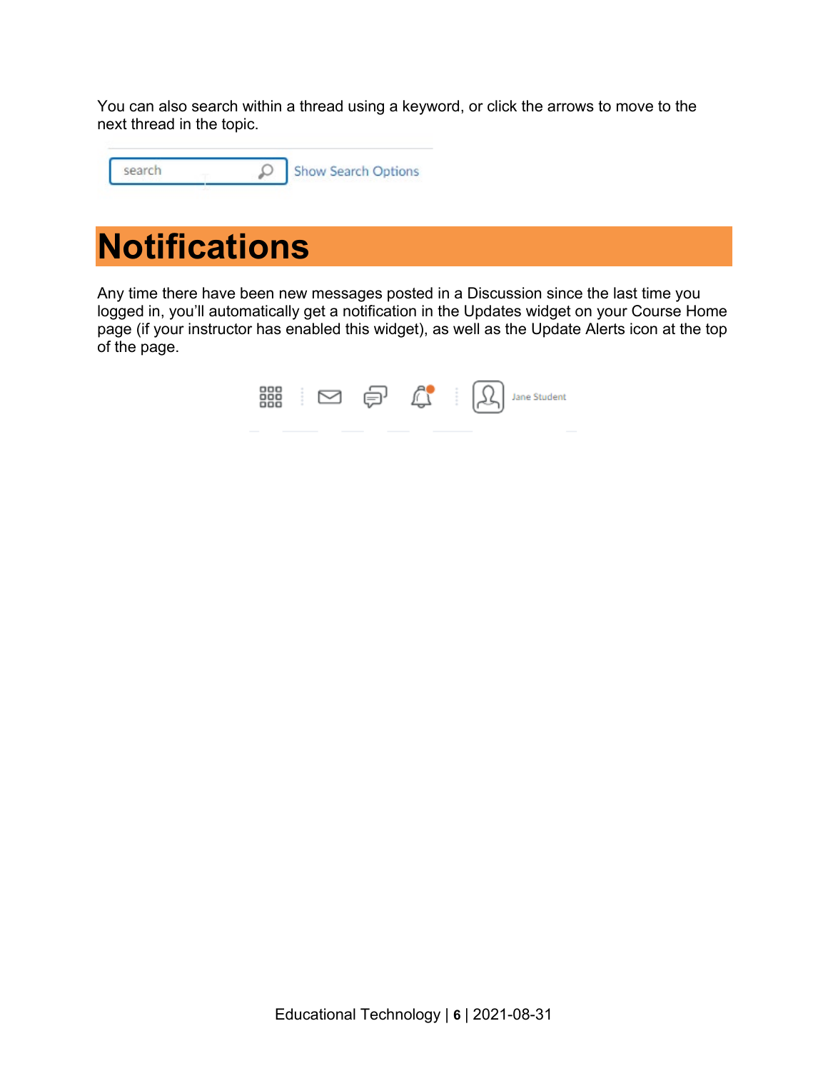You can also search within a thread using a keyword, or click the arrows to move to the next thread in the topic.

# Notifications

Any time there have been new messages posted in a Discussion since the last time you logged in, you'll automatically get a notification in the Updates widget on your Course Home page (if your instructor has enabled this widget), as well as the Update Alerts icon at the top of the page.